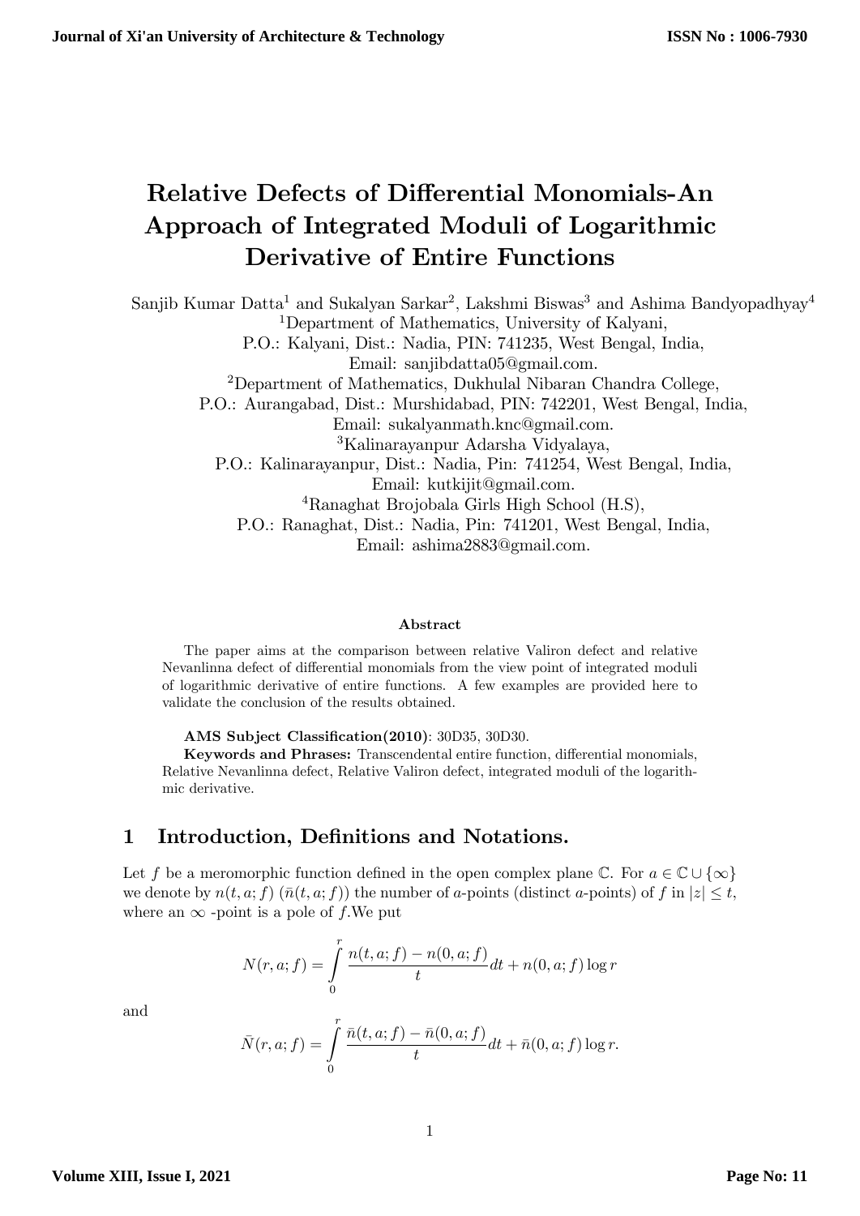# Relative Defects of Differential Monomials-An Approach of Integrated Moduli of Logarithmic Derivative of Entire Functions

Sanjib Kumar Datta[1] and Sukalyan Sarkar[2], Lakshmi Biswas[3] and Ashima Bandyopadhyay[4]

[1]Department of Mathematics, University of Kalyani,
P.O.: Kalyani, Dist.: Nadia, PIN: 741235, West Bengal, India,
Email: sanjibdatta05@gmail.com.

[2]Department of Mathematics, Dukhulal Nibaran Chandra College,
P.O.: Aurangabad, Dist.: Murshidabad, PIN: 742201, West Bengal, India,
Email: sukalyanmath.knc@gmail.com.

[3]Kalinarayanpur Adarsha Vidyalaya,
P.O.: Kalinarayanpur, Dist.: Nadia, Pin: 741254, West Bengal, India,
Email: kutkijit@gmail.com.

[4]Ranaghat Brojobala Girls High School (H.S),
P.O.: Ranaghat, Dist.: Nadia, Pin: 741201, West Bengal, India,
Email: ashima2883@gmail.com.

### Abstract

The paper aims at the comparison between relative Valiron defect and relative Nevanlinna defect of differential monomials from the view point of integrated moduli of logarithmic derivative of entire functions. A few examples are provided here to validate the conclusion of the results obtained.

**AMS Subject Classification(2010)**: 30D35, 30D30.

**Keywords and Phrases:** Transcendental entire function, differential monomials, Relative Nevanlinna defect, Relative Valiron defect, integrated moduli of the logarithmic derivative.

## 1 Introduction, Definitions and Notations.

Let $f$ be a meromorphic function defined in the open complex plane $\mathbb{C}$. For $a \in \mathbb{C} \cup \{\infty\}$ we denote by $n(t, a; f)$ ($\bar{n}(t, a; f)$) the number of $a$-points (distinct $a$-points) of $f$ in $|z| \leq t$, where an $\infty$ -point is a pole of $f$.We put

$$N(r, a; f) = \int_0^r \frac{n(t, a; f) - n(0, a; f)}{t} dt + n(0, a; f) \log r$$

and

$$\bar{N}(r, a; f) = \int_0^r \frac{\bar{n}(t, a; f) - \bar{n}(0, a; f)}{t} dt + \bar{n}(0, a; f) \log r.$$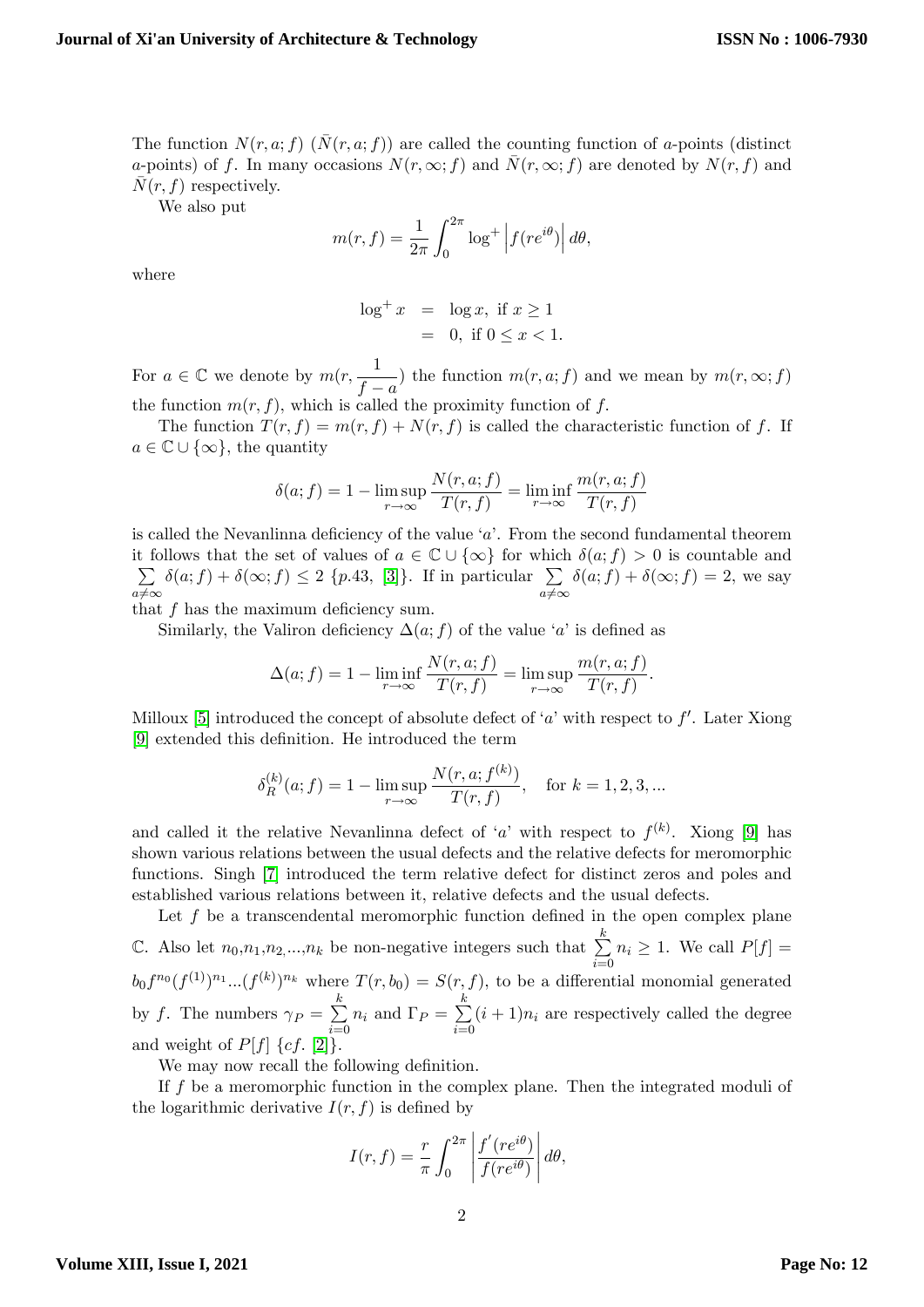The function $N(r, a; f)$ $(\bar{N}(r, a; f))$ are called the counting function of $a$-points (distinct $a$-points) of $f$. In many occasions $N(r, \infty; f)$ and $\bar{N}(r, \infty; f)$ are denoted by $N(r, f)$ and $\bar{N}(r, f)$ respectively.

We also put

$$m(r, f) = \frac{1}{2\pi} \int_0^{2\pi} \log^+ \left| f(re^{i\theta}) \right| d\theta,$$

where

$$\begin{aligned} \log^+ x &= \log x, \text{ if } x \geq 1 \\ &= 0, \text{ if } 0 \leq x < 1. \end{aligned}$$

For $a \in \mathbb{C}$ we denote by $m(r, \dfrac{1}{f-a})$ the function $m(r, a; f)$ and we mean by $m(r, \infty; f)$ the function $m(r, f)$, which is called the proximity function of $f$.

The function $T(r, f) = m(r, f) + N(r, f)$ is called the characteristic function of $f$. If $a \in \mathbb{C} \cup \{\infty\}$, the quantity

$$\delta(a; f) = 1 - \limsup_{r \to \infty} \frac{N(r, a; f)}{T(r, f)} = \liminf_{r \to \infty} \frac{m(r, a; f)}{T(r, f)}$$

is called the Nevanlinna deficiency of the value '$a$'. From the second fundamental theorem it follows that the set of values of $a \in \mathbb{C} \cup \{\infty\}$ for which $\delta(a; f) > 0$ is countable and $\sum\limits_{a \neq \infty} \delta(a; f) + \delta(\infty; f) \leq 2$ $\{p.43,$ [3]$\}$. If in particular $\sum\limits_{a \neq \infty} \delta(a; f) + \delta(\infty; f) = 2$, we say that $f$ has the maximum deficiency sum.

Similarly, the Valiron deficiency $\Delta(a; f)$ of the value '$a$' is defined as

$$\Delta(a; f) = 1 - \liminf_{r \to \infty} \frac{N(r, a; f)}{T(r, f)} = \limsup_{r \to \infty} \frac{m(r, a; f)}{T(r, f)}.$$

Milloux [5] introduced the concept of absolute defect of '$a$' with respect to $f'$. Later Xiong [9] extended this definition. He introduced the term

$$\delta_R^{(k)}(a; f) = 1 - \limsup_{r \to \infty} \frac{N(r, a; f^{(k)})}{T(r, f)}, \quad \text{for } k = 1, 2, 3, ...$$

and called it the relative Nevanlinna defect of '$a$' with respect to $f^{(k)}$. Xiong [9] has shown various relations between the usual defects and the relative defects for meromorphic functions. Singh [7] introduced the term relative defect for distinct zeros and poles and established various relations between it, relative defects and the usual defects.

Let $f$ be a transcendental meromorphic function defined in the open complex plane $\mathbb{C}$. Also let $n_0, n_1, n_2, ..., n_k$ be non-negative integers such that $\sum\limits_{i=0}^{k} n_i \geq 1$. We call $P[f] = b_0 f^{n_0} (f^{(1)})^{n_1} ... (f^{(k)})^{n_k}$ where $T(r, b_0) = S(r, f)$, to be a differential monomial generated by $f$. The numbers $\gamma_P = \sum\limits_{i=0}^{k} n_i$ and $\Gamma_P = \sum\limits_{i=0}^{k} (i+1) n_i$ are respectively called the degree and weight of $P[f]$ $\{cf.$ [2]$\}$.

We may now recall the following definition.

If $f$ be a meromorphic function in the complex plane. Then the integrated moduli of the logarithmic derivative $I(r, f)$ is defined by

$$I(r, f) = \frac{r}{\pi} \int_0^{2\pi} \left| \frac{f'(re^{i\theta})}{f(re^{i\theta})} \right| d\theta,$$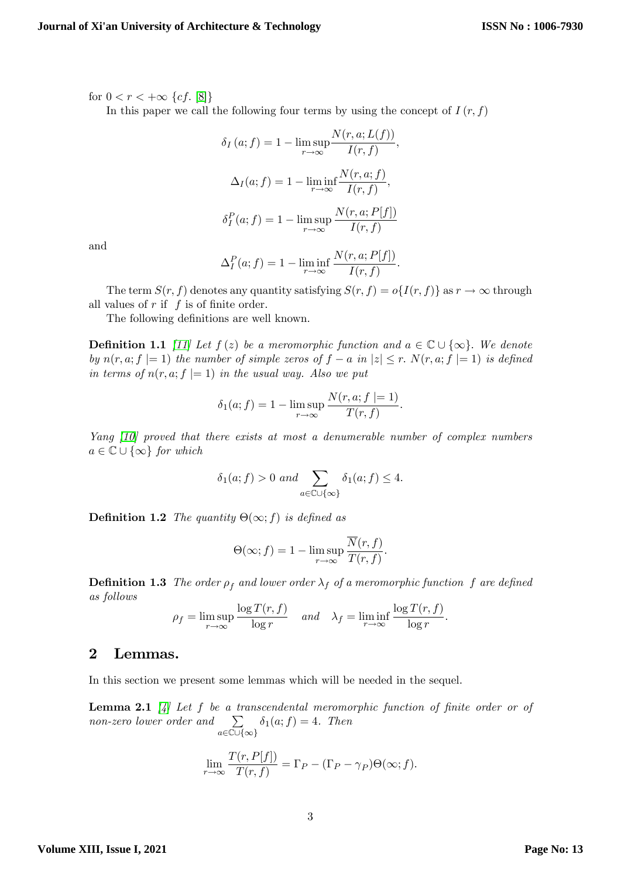for $0 < r < +\infty$ $\{cf.$ [8]$\}$

In this paper we call the following four terms by using the concept of $I(r, f)$

$$\delta_I(a; f) = 1 - \limsup_{r \to \infty} \frac{N(r, a; L(f))}{I(r, f)},$$

$$\Delta_I(a; f) = 1 - \liminf_{r \to \infty} \frac{N(r, a; f)}{I(r, f)},$$

$$\delta_I^P(a; f) = 1 - \limsup_{r \to \infty} \frac{N(r, a; P[f])}{I(r, f)}$$

and

$$\Delta_I^P(a; f) = 1 - \liminf_{r \to \infty} \frac{N(r, a; P[f])}{I(r, f)}.$$

The term $S(r, f)$ denotes any quantity satisfying $S(r, f) = o\{I(r, f)\}$ as $r \to \infty$ through all values of $r$ if $f$ is of finite order.

The following definitions are well known.

**Definition 1.1** *[11] Let $f(z)$ be a meromorphic function and $a \in \mathbb{C} \cup \{\infty\}$. We denote by $n(r, a; f \mid= 1)$ the number of simple zeros of $f - a$ in $|z| \leq r$. $N(r, a; f \mid= 1)$ is defined in terms of $n(r, a; f \mid= 1)$ in the usual way. Also we put*

$$\delta_1(a; f) = 1 - \limsup_{r \to \infty} \frac{N(r, a; f \mid= 1)}{T(r, f)}.$$

*Yang [10] proved that there exists at most a denumerable number of complex numbers $a \in \mathbb{C} \cup \{\infty\}$ for which*

$$\delta_1(a; f) > 0 \text{ and } \sum_{a \in \mathbb{C} \cup \{\infty\}} \delta_1(a; f) \leq 4.$$

**Definition 1.2** *The quantity $\Theta(\infty; f)$ is defined as*

$$\Theta(\infty; f) = 1 - \limsup_{r \to \infty} \frac{\overline{N}(r, f)}{T(r, f)}.$$

**Definition 1.3** *The order $\rho_f$ and lower order $\lambda_f$ of a meromorphic function $f$ are defined as follows*

$$\rho_f = \limsup_{r \to \infty} \frac{\log T(r, f)}{\log r} \quad \text{and} \quad \lambda_f = \liminf_{r \to \infty} \frac{\log T(r, f)}{\log r}.$$

## 2 Lemmas.

In this section we present some lemmas which will be needed in the sequel.

**Lemma 2.1** *[4] Let $f$ be a transcendental meromorphic function of finite order or of non-zero lower order and $\sum_{a \in \mathbb{C} \cup \{\infty\}} \delta_1(a; f) = 4$. Then*

$$\lim_{r \to \infty} \frac{T(r, P[f])}{T(r, f)} = \Gamma_P - (\Gamma_P - \gamma_P)\Theta(\infty; f).$$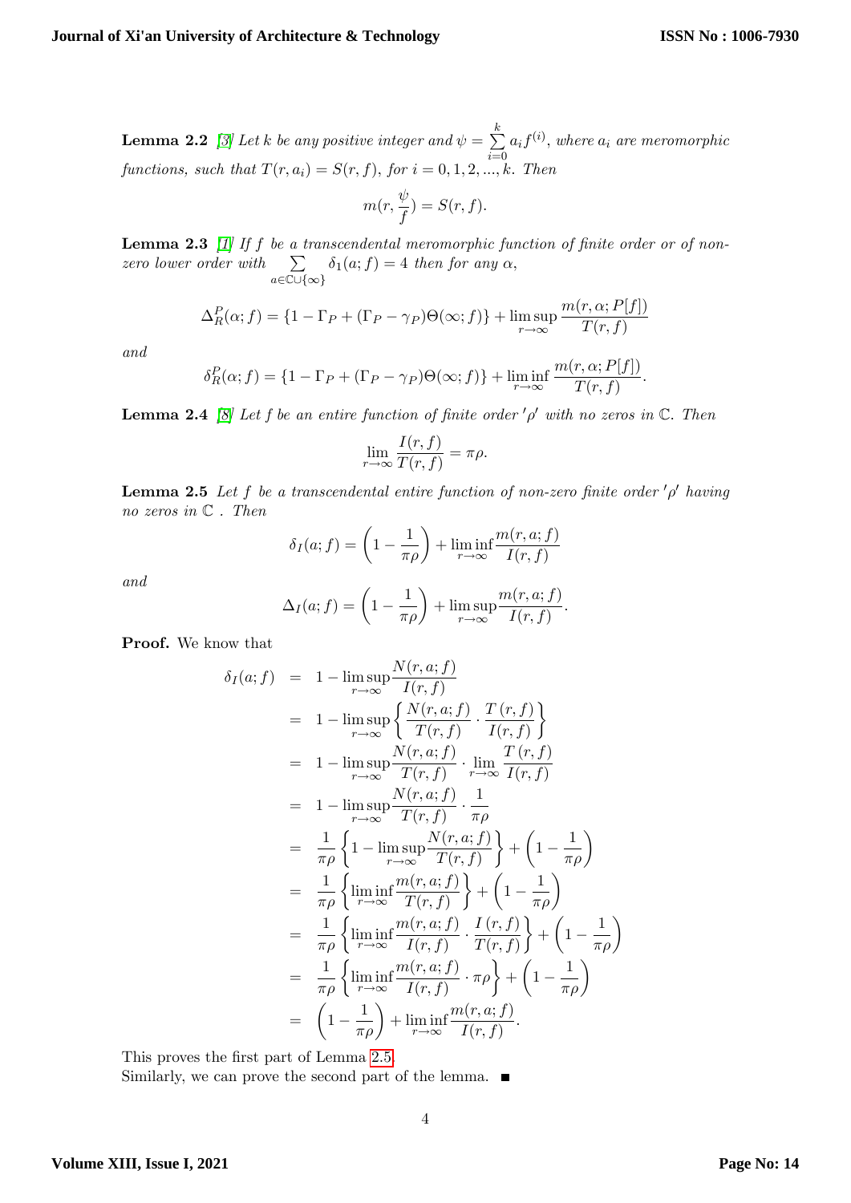**Lemma 2.2** [3] *Let $k$ be any positive integer and $\psi = \sum_{i=0}^{k} a_i f^{(i)}$, where $a_i$ are meromorphic functions, such that $T(r, a_i) = S(r, f)$, for $i = 0, 1, 2, ..., k$. Then*

$$m(r, \frac{\psi}{f}) = S(r, f).$$

**Lemma 2.3** [1] *If $f$ be a transcendental meromorphic function of finite order or of non-zero lower order with $\sum_{a \in \mathbb{C} \cup \{\infty\}} \delta_1(a; f) = 4$ then for any $\alpha$,*

$$\Delta_R^P(\alpha; f) = \{1 - \Gamma_P + (\Gamma_P - \gamma_P)\Theta(\infty; f)\} + \limsup_{r \to \infty} \frac{m(r, \alpha; P[f])}{T(r, f)}$$

*and*

$$\delta_R^P(\alpha; f) = \{1 - \Gamma_P + (\Gamma_P - \gamma_P)\Theta(\infty; f)\} + \liminf_{r \to \infty} \frac{m(r, \alpha; P[f])}{T(r, f)}.$$

**Lemma 2.4** [8] *Let $f$ be an entire function of finite order $'\rho'$ with no zeros in $\mathbb{C}$. Then*

$$\lim_{r \to \infty} \frac{I(r, f)}{T(r, f)} = \pi\rho.$$

**Lemma 2.5** *Let $f$ be a transcendental entire function of non-zero finite order $'\rho'$ having no zeros in $\mathbb{C}$ . Then*

$$\delta_I(a; f) = \left(1 - \frac{1}{\pi\rho}\right) + \liminf_{r \to \infty} \frac{m(r, a; f)}{I(r, f)}$$

*and*

$$\Delta_I(a; f) = \left(1 - \frac{1}{\pi\rho}\right) + \limsup_{r \to \infty} \frac{m(r, a; f)}{I(r, f)}.$$

**Proof.** We know that

$$\begin{aligned}
\delta_I(a; f) &= 1 - \limsup_{r \to \infty} \frac{N(r, a; f)}{I(r, f)} \\
&= 1 - \limsup_{r \to \infty} \left\{ \frac{N(r, a; f)}{T(r, f)} \cdot \frac{T(r, f)}{I(r, f)} \right\} \\
&= 1 - \limsup_{r \to \infty} \frac{N(r, a; f)}{T(r, f)} \cdot \lim_{r \to \infty} \frac{T(r, f)}{I(r, f)} \\
&= 1 - \limsup_{r \to \infty} \frac{N(r, a; f)}{T(r, f)} \cdot \frac{1}{\pi\rho} \\
&= \frac{1}{\pi\rho} \left\{ 1 - \limsup_{r \to \infty} \frac{N(r, a; f)}{T(r, f)} \right\} + \left(1 - \frac{1}{\pi\rho}\right) \\
&= \frac{1}{\pi\rho} \left\{ \liminf_{r \to \infty} \frac{m(r, a; f)}{T(r, f)} \right\} + \left(1 - \frac{1}{\pi\rho}\right) \\
&= \frac{1}{\pi\rho} \left\{ \liminf_{r \to \infty} \frac{m(r, a; f)}{I(r, f)} \cdot \frac{I(r, f)}{T(r, f)} \right\} + \left(1 - \frac{1}{\pi\rho}\right) \\
&= \frac{1}{\pi\rho} \left\{ \liminf_{r \to \infty} \frac{m(r, a; f)}{I(r, f)} \cdot \pi\rho \right\} + \left(1 - \frac{1}{\pi\rho}\right) \\
&= \left(1 - \frac{1}{\pi\rho}\right) + \liminf_{r \to \infty} \frac{m(r, a; f)}{I(r, f)}.
\end{aligned}$$

This proves the first part of Lemma 2.5.

Similarly, we can prove the second part of the lemma. ■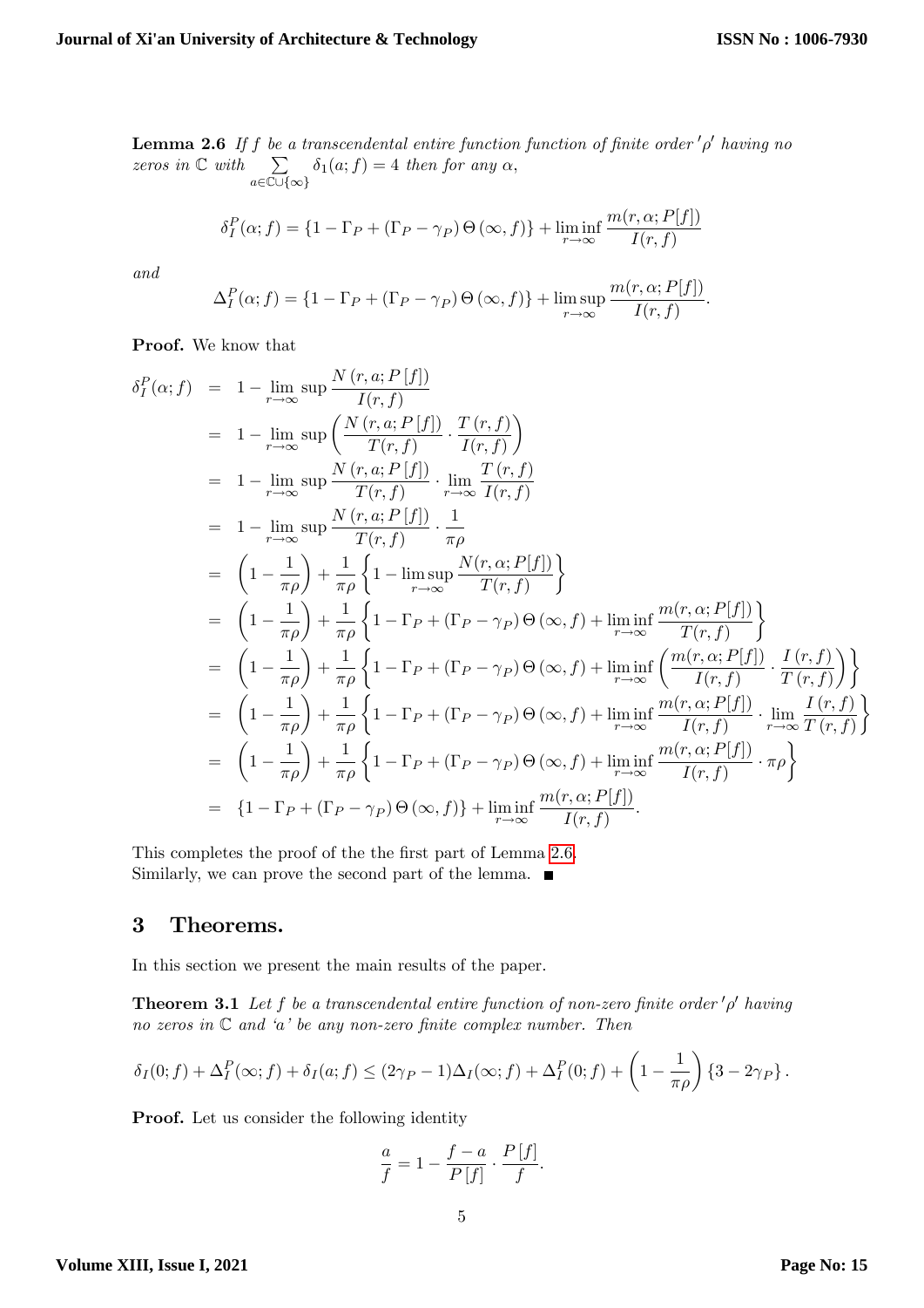**Lemma 2.6** *If $f$ be a transcendental entire function function of finite order $'\rho'$ having no zeros in $\mathbb{C}$ with $\sum\limits_{a\in\mathbb{C}\cup\{\infty\}} \delta_1(a;f) = 4$ then for any $\alpha$,*

$$\delta_I^P(\alpha;f) = \{1 - \Gamma_P + (\Gamma_P - \gamma_P)\,\Theta(\infty, f)\} + \liminf_{r\to\infty} \frac{m(r,\alpha;P[f])}{I(r,f)}$$

*and*

$$\Delta_I^P(\alpha;f) = \{1 - \Gamma_P + (\Gamma_P - \gamma_P)\,\Theta(\infty, f)\} + \limsup_{r\to\infty} \frac{m(r,\alpha;P[f])}{I(r,f)}.$$

**Proof.** We know that

$$\begin{aligned}
\delta_I^P(\alpha;f) &= 1 - \lim_{r\to\infty}\sup \frac{N(r,a;P[f])}{I(r,f)} \\
&= 1 - \lim_{r\to\infty}\sup \left(\frac{N(r,a;P[f])}{T(r,f)} \cdot \frac{T(r,f)}{I(r,f)}\right) \\
&= 1 - \lim_{r\to\infty}\sup \frac{N(r,a;P[f])}{T(r,f)} \cdot \lim_{r\to\infty} \frac{T(r,f)}{I(r,f)} \\
&= 1 - \lim_{r\to\infty}\sup \frac{N(r,a;P[f])}{T(r,f)} \cdot \frac{1}{\pi\rho} \\
&= \left(1 - \frac{1}{\pi\rho}\right) + \frac{1}{\pi\rho}\left\{1 - \limsup_{r\to\infty} \frac{N(r,\alpha;P[f])}{T(r,f)}\right\} \\
&= \left(1 - \frac{1}{\pi\rho}\right) + \frac{1}{\pi\rho}\left\{1 - \Gamma_P + (\Gamma_P - \gamma_P)\,\Theta(\infty,f) + \liminf_{r\to\infty} \frac{m(r,\alpha;P[f])}{T(r,f)}\right\} \\
&= \left(1 - \frac{1}{\pi\rho}\right) + \frac{1}{\pi\rho}\left\{1 - \Gamma_P + (\Gamma_P - \gamma_P)\,\Theta(\infty,f) + \liminf_{r\to\infty} \left(\frac{m(r,\alpha;P[f])}{I(r,f)} \cdot \frac{I(r,f)}{T(r,f)}\right)\right\} \\
&= \left(1 - \frac{1}{\pi\rho}\right) + \frac{1}{\pi\rho}\left\{1 - \Gamma_P + (\Gamma_P - \gamma_P)\,\Theta(\infty,f) + \liminf_{r\to\infty} \frac{m(r,\alpha;P[f])}{I(r,f)} \cdot \lim_{r\to\infty} \frac{I(r,f)}{T(r,f)}\right\} \\
&= \left(1 - \frac{1}{\pi\rho}\right) + \frac{1}{\pi\rho}\left\{1 - \Gamma_P + (\Gamma_P - \gamma_P)\,\Theta(\infty,f) + \liminf_{r\to\infty} \frac{m(r,\alpha;P[f])}{I(r,f)} \cdot \pi\rho\right\} \\
&= \{1 - \Gamma_P + (\Gamma_P - \gamma_P)\,\Theta(\infty,f)\} + \liminf_{r\to\infty} \frac{m(r,\alpha;P[f])}{I(r,f)}.
\end{aligned}$$

This completes the proof of the the first part of Lemma 2.6.
Similarly, we can prove the second part of the lemma. ∎

# 3 Theorems.

In this section we present the main results of the paper.

**Theorem 3.1** *Let $f$ be a transcendental entire function of non-zero finite order $'\rho'$ having no zeros in $\mathbb{C}$ and 'a' be any non-zero finite complex number. Then*

$$\delta_I(0;f) + \Delta_I^P(\infty;f) + \delta_I(a;f) \leq (2\gamma_P - 1)\Delta_I(\infty;f) + \Delta_I^P(0;f) + \left(1 - \frac{1}{\pi\rho}\right)\{3 - 2\gamma_P\}.$$

**Proof.** Let us consider the following identity

$$\frac{a}{f} = 1 - \frac{f-a}{P[f]} \cdot \frac{P[f]}{f}.$$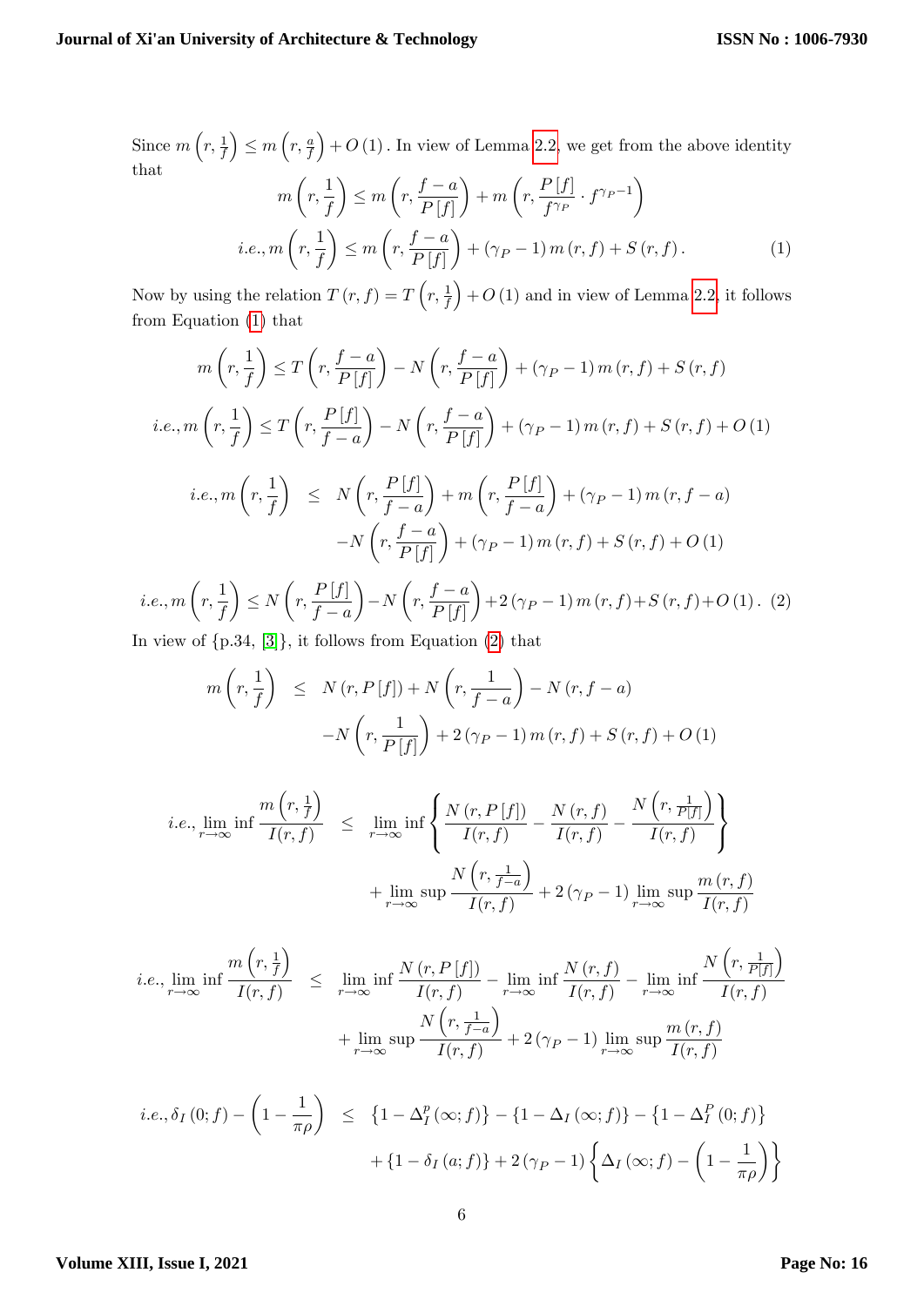Since $m\left(r,\frac{1}{f}\right) \leq m\left(r,\frac{a}{f}\right) + O(1)$. In view of Lemma 2.2, we get from the above identity that

$$m\left(r,\frac{1}{f}\right) \leq m\left(r,\frac{f-a}{P[f]}\right) + m\left(r,\frac{P[f]}{f^{\gamma_P}} \cdot f^{\gamma_P - 1}\right)$$

$$i.e., m\left(r,\frac{1}{f}\right) \leq m\left(r,\frac{f-a}{P[f]}\right) + (\gamma_P - 1)\, m(r,f) + S(r,f). \tag{1}$$

Now by using the relation $T(r,f) = T\left(r,\frac{1}{f}\right) + O(1)$ and in view of Lemma 2.2, it follows from Equation (1) that

$$m\left(r,\frac{1}{f}\right) \leq T\left(r,\frac{f-a}{P[f]}\right) - N\left(r,\frac{f-a}{P[f]}\right) + (\gamma_P - 1)\, m(r,f) + S(r,f)$$

$$i.e., m\left(r,\frac{1}{f}\right) \leq T\left(r,\frac{P[f]}{f-a}\right) - N\left(r,\frac{f-a}{P[f]}\right) + (\gamma_P - 1)\, m(r,f) + S(r,f) + O(1)$$

$$\begin{aligned} i.e., m\left(r,\frac{1}{f}\right) \ \leq \ & N\left(r,\frac{P[f]}{f-a}\right) + m\left(r,\frac{P[f]}{f-a}\right) + (\gamma_P - 1)\, m(r,f-a) \\ & - N\left(r,\frac{f-a}{P[f]}\right) + (\gamma_P - 1)\, m(r,f) + S(r,f) + O(1) \end{aligned}$$

$$i.e., m\left(r,\frac{1}{f}\right) \leq N\left(r,\frac{P[f]}{f-a}\right) - N\left(r,\frac{f-a}{P[f]}\right) + 2(\gamma_P - 1)\, m(r,f) + S(r,f) + O(1). \tag{2}$$

In view of {p.34, [3]}, it follows from Equation (2) that

$$\begin{aligned} m\left(r,\frac{1}{f}\right) \ \leq \ & N(r,P[f]) + N\left(r,\frac{1}{f-a}\right) - N(r,f-a) \\ & - N\left(r,\frac{1}{P[f]}\right) + 2(\gamma_P - 1)\, m(r,f) + S(r,f) + O(1) \end{aligned}$$

$$\begin{aligned} i.e., \liminf_{r\to\infty} \frac{m\left(r,\frac{1}{f}\right)}{I(r,f)} \ \leq \ & \liminf_{r\to\infty} \left\{ \frac{N(r,P[f])}{I(r,f)} - \frac{N(r,f)}{I(r,f)} - \frac{N\left(r,\frac{1}{P[f]}\right)}{I(r,f)} \right\} \\ & + \limsup_{r\to\infty} \frac{N\left(r,\frac{1}{f-a}\right)}{I(r,f)} + 2(\gamma_P - 1) \limsup_{r\to\infty} \frac{m(r,f)}{I(r,f)} \end{aligned}$$

$$\begin{aligned} i.e., \liminf_{r\to\infty} \frac{m\left(r,\frac{1}{f}\right)}{I(r,f)} \ \leq \ & \liminf_{r\to\infty} \frac{N(r,P[f])}{I(r,f)} - \liminf_{r\to\infty} \frac{N(r,f)}{I(r,f)} - \liminf_{r\to\infty} \frac{N\left(r,\frac{1}{P[f]}\right)}{I(r,f)} \\ & + \limsup_{r\to\infty} \frac{N\left(r,\frac{1}{f-a}\right)}{I(r,f)} + 2(\gamma_P - 1) \limsup_{r\to\infty} \frac{m(r,f)}{I(r,f)} \end{aligned}$$

$$\begin{aligned} i.e., \delta_I(0;f) - \left(1 - \frac{1}{\pi\rho}\right) \ \leq \ & \left\{1 - \Delta_I^p(\infty;f)\right\} - \left\{1 - \Delta_I(\infty;f)\right\} - \left\{1 - \Delta_I^P(0;f)\right\} \\ & + \left\{1 - \delta_I(a;f)\right\} + 2(\gamma_P - 1)\left\{\Delta_I(\infty;f) - \left(1 - \frac{1}{\pi\rho}\right)\right\} \end{aligned}$$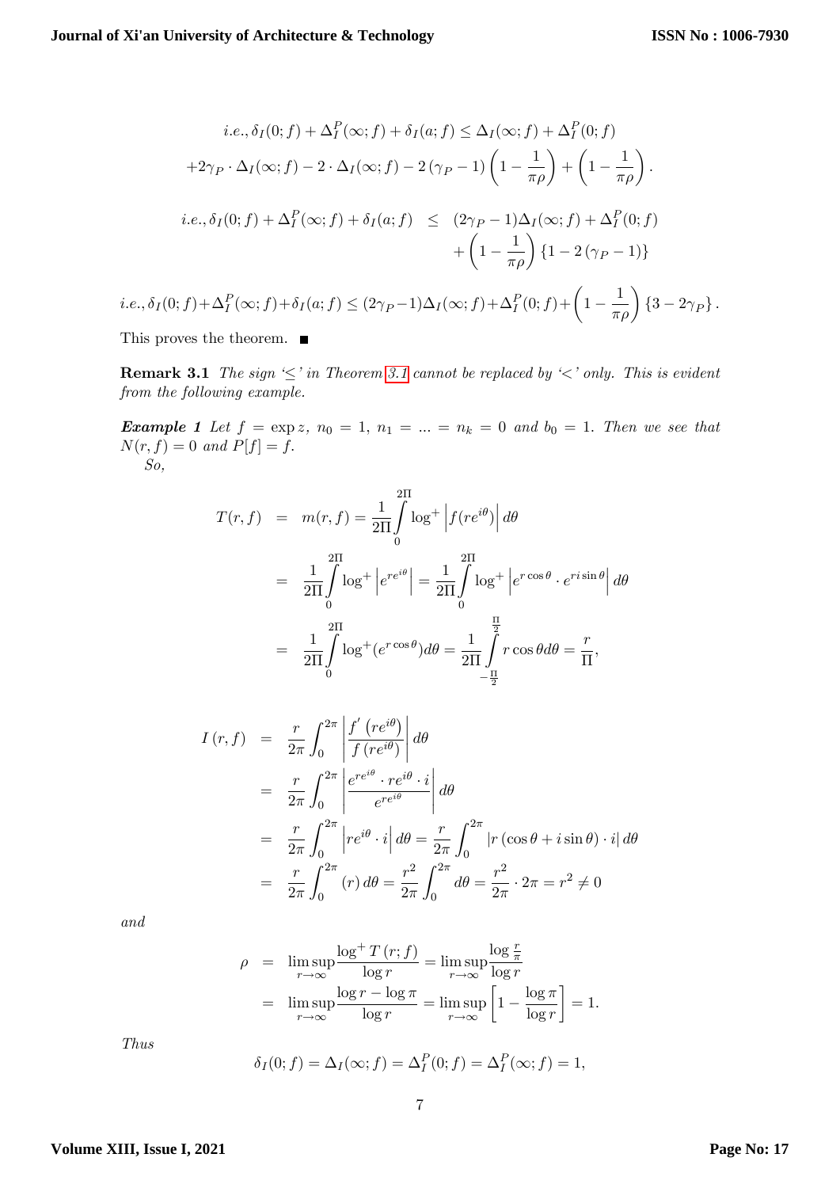$$i.e., \delta_I(0; f) + \Delta_I^P(\infty; f) + \delta_I(a; f) \leq \Delta_I(\infty; f) + \Delta_I^P(0; f)$$
$$+2\gamma_P \cdot \Delta_I(\infty; f) - 2 \cdot \Delta_I(\infty; f) - 2(\gamma_P - 1)\left(1 - \frac{1}{\pi\rho}\right) + \left(1 - \frac{1}{\pi\rho}\right).$$

$$\begin{aligned} i.e., \delta_I(0; f) + \Delta_I^P(\infty; f) + \delta_I(a; f) &\leq (2\gamma_P - 1)\Delta_I(\infty; f) + \Delta_I^P(0; f) \\ &\quad + \left(1 - \frac{1}{\pi\rho}\right)\{1 - 2(\gamma_P - 1)\} \end{aligned}$$

$$i.e., \delta_I(0; f) + \Delta_I^P(\infty; f) + \delta_I(a; f) \leq (2\gamma_P - 1)\Delta_I(\infty; f) + \Delta_I^P(0; f) + \left(1 - \frac{1}{\pi\rho}\right)\{3 - 2\gamma_P\}.$$

This proves the theorem. ■

**Remark 3.1** *The sign '≤' in Theorem 3.1 cannot be replaced by '<' only. This is evident from the following example.*

***Example 1*** *Let* $f = \exp z$, $n_0 = 1$, $n_1 = ... = n_k = 0$ *and* $b_0 = 1$. *Then we see that* $N(r, f) = 0$ *and* $P[f] = f$.

*So,*

$$\begin{aligned} T(r, f) &= m(r, f) = \frac{1}{2\Pi}\int_0^{2\Pi} \log^+ \left| f(re^{i\theta}) \right| d\theta \\ &= \frac{1}{2\Pi}\int_0^{2\Pi} \log^+ \left| e^{re^{i\theta}} \right| = \frac{1}{2\Pi}\int_0^{2\Pi} \log^+ \left| e^{r\cos\theta} \cdot e^{ri\sin\theta} \right| d\theta \\ &= \frac{1}{2\Pi}\int_0^{2\Pi} \log^+ (e^{r\cos\theta}) d\theta = \frac{1}{2\Pi}\int_{-\frac{\Pi}{2}}^{\frac{\Pi}{2}} r\cos\theta d\theta = \frac{r}{\Pi}, \end{aligned}$$

$$\begin{aligned} I(r, f) &= \frac{r}{2\pi}\int_0^{2\pi} \left| \frac{f'(re^{i\theta})}{f(re^{i\theta})} \right| d\theta \\ &= \frac{r}{2\pi}\int_0^{2\pi} \left| \frac{e^{re^{i\theta}} \cdot re^{i\theta} \cdot i}{e^{re^{i\theta}}} \right| d\theta \\ &= \frac{r}{2\pi}\int_0^{2\pi} \left| re^{i\theta} \cdot i \right| d\theta = \frac{r}{2\pi}\int_0^{2\pi} \left| r(\cos\theta + i\sin\theta) \cdot i \right| d\theta \\ &= \frac{r}{2\pi}\int_0^{2\pi} (r) d\theta = \frac{r^2}{2\pi}\int_0^{2\pi} d\theta = \frac{r^2}{2\pi} \cdot 2\pi = r^2 \neq 0 \end{aligned}$$

*and*

$$\begin{aligned} \rho &= \limsup_{r\to\infty} \frac{\log^+ T(r; f)}{\log r} = \limsup_{r\to\infty} \frac{\log \frac{r}{\pi}}{\log r} \\ &= \limsup_{r\to\infty} \frac{\log r - \log \pi}{\log r} = \limsup_{r\to\infty} \left[1 - \frac{\log \pi}{\log r}\right] = 1. \end{aligned}$$

*Thus*

$$\delta_I(0; f) = \Delta_I(\infty; f) = \Delta_I^P(0; f) = \Delta_I^P(\infty; f) = 1,$$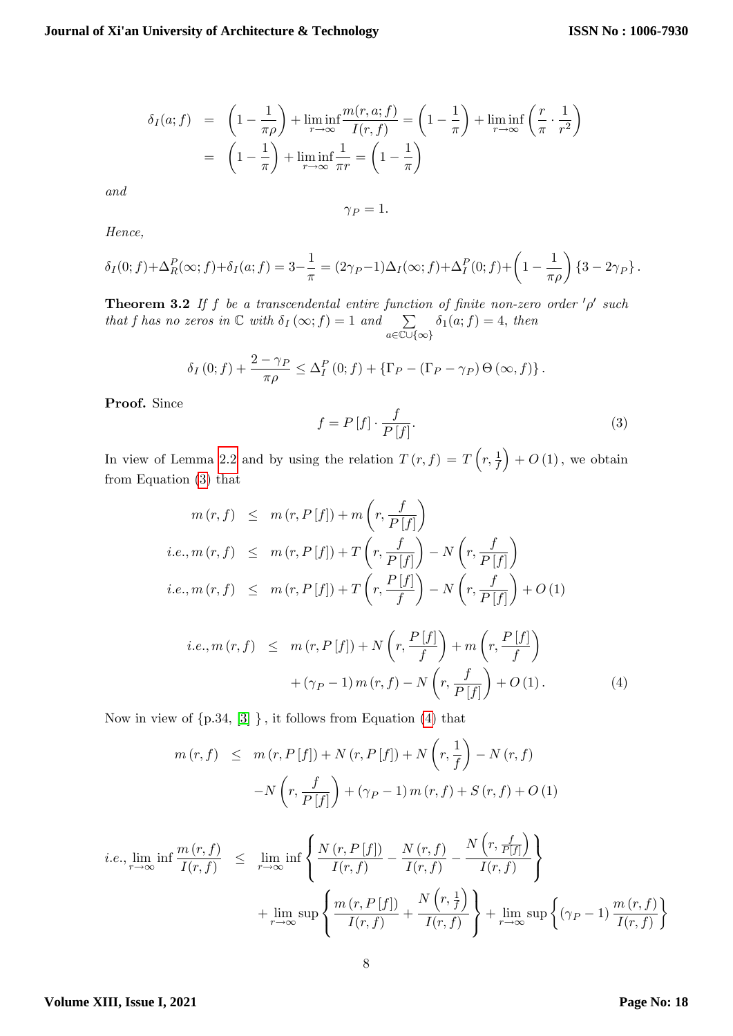$$
\begin{aligned}
\delta_I(a;f) &= \left(1-\frac{1}{\pi\rho}\right)+\liminf_{r\to\infty}\frac{m(r,a;f)}{I(r,f)}=\left(1-\frac{1}{\pi}\right)+\liminf_{r\to\infty}\left(\frac{r}{\pi}\cdot\frac{1}{r^2}\right)\\
&= \left(1-\frac{1}{\pi}\right)+\liminf_{r\to\infty}\frac{1}{\pi r}=\left(1-\frac{1}{\pi}\right)
\end{aligned}
$$

*and*

$$\gamma_P = 1.$$

*Hence,*

$$\delta_I(0;f)+\Delta_R^P(\infty;f)+\delta_I(a;f)=3-\frac{1}{\pi}=(2\gamma_P-1)\Delta_I(\infty;f)+\Delta_I^P(0;f)+\left(1-\frac{1}{\pi\rho}\right)\{3-2\gamma_P\}.$$

**Theorem 3.2** *If $f$ be a transcendental entire function of finite non-zero order $'\rho'$ such that $f$ has no zeros in $\mathbb{C}$ with $\delta_I(\infty;f)=1$ and $\sum\limits_{a\in\mathbb{C}\cup\{\infty\}}\delta_1(a;f)=4$, then*

$$\delta_I(0;f)+\frac{2-\gamma_P}{\pi\rho}\leq\Delta_I^P(0;f)+\{\Gamma_P-(\Gamma_P-\gamma_P)\Theta(\infty,f)\}.$$

**Proof.** Since

$$f=P[f]\cdot\frac{f}{P[f]}. \tag{3}$$

In view of Lemma 2.2 and by using the relation $T(r,f)=T\left(r,\frac{1}{f}\right)+O(1)$, we obtain from Equation (3) that

$$
\begin{aligned}
m(r,f) &\leq m(r,P[f])+m\left(r,\frac{f}{P[f]}\right)\\
i.e., m(r,f) &\leq m(r,P[f])+T\left(r,\frac{f}{P[f]}\right)-N\left(r,\frac{f}{P[f]}\right)\\
i.e., m(r,f) &\leq m(r,P[f])+T\left(r,\frac{P[f]}{f}\right)-N\left(r,\frac{f}{P[f]}\right)+O(1)
\end{aligned}
$$

$$
\begin{aligned}
i.e., m(r,f) &\leq m(r,P[f])+N\left(r,\frac{P[f]}{f}\right)+m\left(r,\frac{P[f]}{f}\right)\\
&\quad+(\gamma_P-1)\,m(r,f)-N\left(r,\frac{f}{P[f]}\right)+O(1).
\end{aligned}\tag{4}
$$

Now in view of {p.34, [3] }, it follows from Equation (4) that

$$
\begin{aligned}
m(r,f) &\leq m(r,P[f])+N(r,P[f])+N\left(r,\frac{1}{f}\right)-N(r,f)\\
&\quad-N\left(r,\frac{f}{P[f]}\right)+(\gamma_P-1)\,m(r,f)+S(r,f)+O(1)
\end{aligned}
$$

$$
\begin{aligned}
i.e., \lim_{r\to\infty}\inf\frac{m(r,f)}{I(r,f)} &\leq \lim_{r\to\infty}\inf\left\{\frac{N(r,P[f])}{I(r,f)}-\frac{N(r,f)}{I(r,f)}-\frac{N\left(r,\frac{f}{P[f]}\right)}{I(r,f)}\right\}\\
&\quad+\lim_{r\to\infty}\sup\left\{\frac{m(r,P[f])}{I(r,f)}+\frac{N\left(r,\frac{1}{f}\right)}{I(r,f)}\right\}+\lim_{r\to\infty}\sup\left\{(\gamma_P-1)\frac{m(r,f)}{I(r,f)}\right\}
\end{aligned}
$$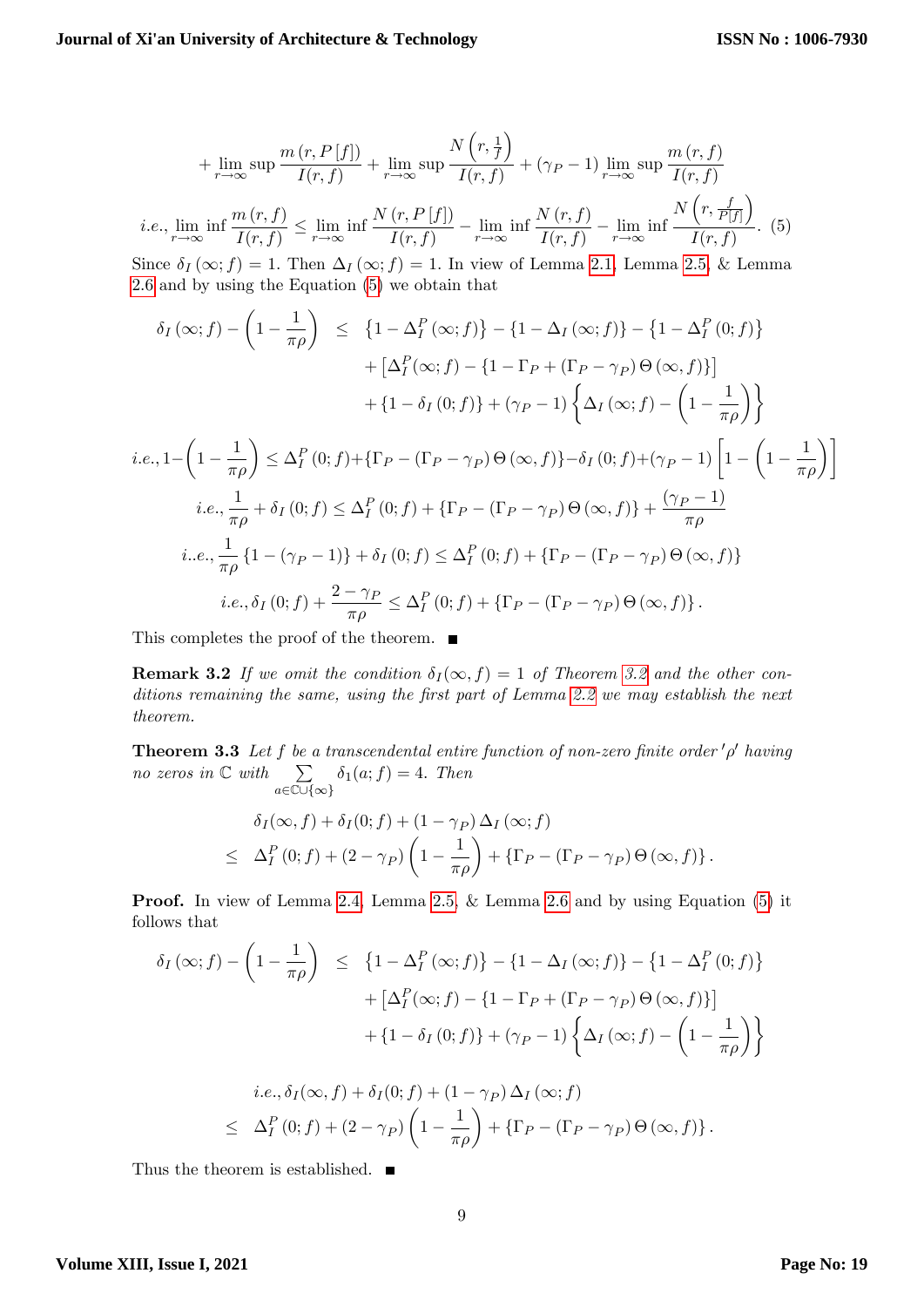$$+\lim_{r\to\infty}\sup\frac{m\left(r,P\left[f\right]\right)}{I(r,f)}+\lim_{r\to\infty}\sup\frac{N\left(r,\frac{1}{f}\right)}{I(r,f)}+\left(\gamma_P-1\right)\lim_{r\to\infty}\sup\frac{m\left(r,f\right)}{I(r,f)}$$

$$i.e.,\lim_{r\to\infty}\inf\frac{m\left(r,f\right)}{I(r,f)}\leq\lim_{r\to\infty}\inf\frac{N\left(r,P\left[f\right]\right)}{I(r,f)}-\lim_{r\to\infty}\inf\frac{N\left(r,f\right)}{I(r,f)}-\lim_{r\to\infty}\inf\frac{N\left(r,\frac{f}{P[f]}\right)}{I(r,f)}. \quad (5)$$

Since $\delta_I(\infty;f)=1$. Then $\Delta_I(\infty;f)=1$. In view of Lemma 2.1, Lemma 2.5, & Lemma 2.6 and by using the Equation (5) we obtain that

$$\begin{aligned}\delta_I(\infty;f)-\left(1-\frac{1}{\pi\rho}\right) &\leq \left\{1-\Delta_I^P(\infty;f)\right\}-\left\{1-\Delta_I(\infty;f)\right\}-\left\{1-\Delta_I^P(0;f)\right\}\\ &\quad+\left[\Delta_I^P(\infty;f)-\left\{1-\Gamma_P+\left(\Gamma_P-\gamma_P\right)\Theta(\infty,f)\right\}\right]\\ &\quad+\left\{1-\delta_I(0;f)\right\}+\left(\gamma_P-1\right)\left\{\Delta_I(\infty;f)-\left(1-\frac{1}{\pi\rho}\right)\right\}\end{aligned}$$

$$i.e., 1-\left(1-\frac{1}{\pi\rho}\right)\leq\Delta_I^P(0;f)+\left\{\Gamma_P-\left(\Gamma_P-\gamma_P\right)\Theta(\infty,f)\right\}-\delta_I(0;f)+\left(\gamma_P-1\right)\left[1-\left(1-\frac{1}{\pi\rho}\right)\right]$$

$$i.e., \frac{1}{\pi\rho}+\delta_I(0;f)\leq\Delta_I^P(0;f)+\left\{\Gamma_P-\left(\Gamma_P-\gamma_P\right)\Theta(\infty,f)\right\}+\frac{\left(\gamma_P-1\right)}{\pi\rho}$$

$$i..e., \frac{1}{\pi\rho}\left\{1-\left(\gamma_P-1\right)\right\}+\delta_I(0;f)\leq\Delta_I^P(0;f)+\left\{\Gamma_P-\left(\Gamma_P-\gamma_P\right)\Theta(\infty,f)\right\}$$

$$i.e., \delta_I(0;f)+\frac{2-\gamma_P}{\pi\rho}\leq\Delta_I^P(0;f)+\left\{\Gamma_P-\left(\Gamma_P-\gamma_P\right)\Theta(\infty,f)\right\}.$$

This completes the proof of the theorem. ■

**Remark 3.2** *If we omit the condition $\delta_I(\infty,f)=1$ of Theorem 3.2 and the other conditions remaining the same, using the first part of Lemma 2.2 we may establish the next theorem.*

**Theorem 3.3** *Let $f$ be a transcendental entire function of non-zero finite order $'\rho'$ having no zeros in $\mathbb{C}$ with $\sum\limits_{a\in\mathbb{C}\cup\{\infty\}}\delta_1(a;f)=4$. Then*

$$\begin{aligned}&\delta_I(\infty,f)+\delta_I(0;f)+\left(1-\gamma_P\right)\Delta_I(\infty;f)\\ \leq\ &\Delta_I^P(0;f)+\left(2-\gamma_P\right)\left(1-\frac{1}{\pi\rho}\right)+\left\{\Gamma_P-\left(\Gamma_P-\gamma_P\right)\Theta(\infty,f)\right\}.\end{aligned}$$

**Proof.** In view of Lemma 2.4, Lemma 2.5, & Lemma 2.6 and by using Equation (5) it follows that

$$\begin{aligned}\delta_I(\infty;f)-\left(1-\frac{1}{\pi\rho}\right) &\leq \left\{1-\Delta_I^P(\infty;f)\right\}-\left\{1-\Delta_I(\infty;f)\right\}-\left\{1-\Delta_I^P(0;f)\right\}\\ &\quad+\left[\Delta_I^P(\infty;f)-\left\{1-\Gamma_P+\left(\Gamma_P-\gamma_P\right)\Theta(\infty,f)\right\}\right]\\ &\quad+\left\{1-\delta_I(0;f)\right\}+\left(\gamma_P-1\right)\left\{\Delta_I(\infty;f)-\left(1-\frac{1}{\pi\rho}\right)\right\}\end{aligned}$$

$$\begin{aligned}&i.e., \delta_I(\infty,f)+\delta_I(0;f)+\left(1-\gamma_P\right)\Delta_I(\infty;f)\\ \leq\ &\Delta_I^P(0;f)+\left(2-\gamma_P\right)\left(1-\frac{1}{\pi\rho}\right)+\left\{\Gamma_P-\left(\Gamma_P-\gamma_P\right)\Theta(\infty,f)\right\}.\end{aligned}$$

Thus the theorem is established. ■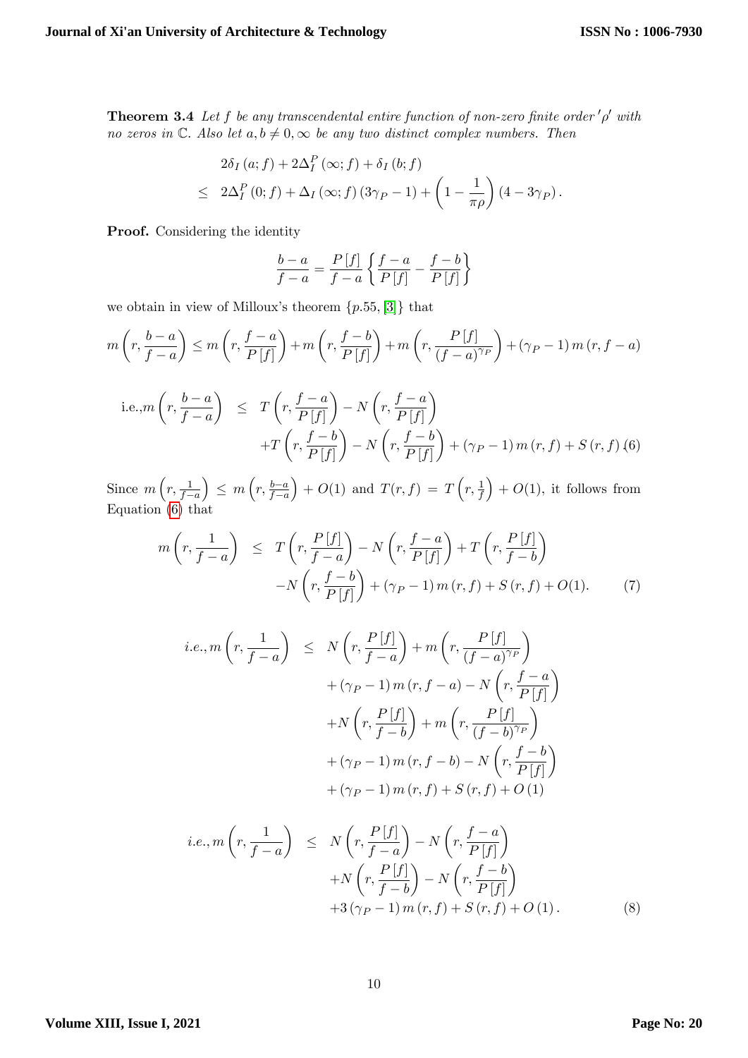**Theorem 3.4** *Let $f$ be any transcendental entire function of non-zero finite order $'\rho'$ with no zeros in $\mathbb{C}$. Also let $a, b \neq 0, \infty$ be any two distinct complex numbers. Then*

$$
\begin{aligned}
& 2\delta_I(a; f) + 2\Delta_I^P(\infty; f) + \delta_I(b; f) \\
\leq\ & 2\Delta_I^P(0; f) + \Delta_I(\infty; f)(3\gamma_P - 1) + \left(1 - \frac{1}{\pi\rho}\right)(4 - 3\gamma_P).
\end{aligned}
$$

**Proof.** Considering the identity

$$
\frac{b-a}{f-a} = \frac{P[f]}{f-a}\left\{\frac{f-a}{P[f]} - \frac{f-b}{P[f]}\right\}
$$

we obtain in view of Milloux's theorem $\{p.55, [3]\}$ that

$$
m\left(r, \frac{b-a}{f-a}\right) \leq m\left(r, \frac{f-a}{P[f]}\right) + m\left(r, \frac{f-b}{P[f]}\right) + m\left(r, \frac{P[f]}{(f-a)^{\gamma_P}}\right) + (\gamma_P - 1)\, m(r, f-a)
$$

$$
\begin{aligned}
\text{i.e.,} m\left(r, \frac{b-a}{f-a}\right) \leq\ & T\left(r, \frac{f-a}{P[f]}\right) - N\left(r, \frac{f-a}{P[f]}\right) \\
& + T\left(r, \frac{f-b}{P[f]}\right) - N\left(r, \frac{f-b}{P[f]}\right) + (\gamma_P - 1)\, m(r, f) + S(r, f) \quad (6)
\end{aligned}
$$

Since $m\left(r, \frac{1}{f-a}\right) \leq m\left(r, \frac{b-a}{f-a}\right) + O(1)$ and $T(r, f) = T\left(r, \frac{1}{f}\right) + O(1)$, it follows from Equation (6) that

$$
\begin{aligned}
m\left(r, \frac{1}{f-a}\right) \leq\ & T\left(r, \frac{P[f]}{f-a}\right) - N\left(r, \frac{f-a}{P[f]}\right) + T\left(r, \frac{P[f]}{f-b}\right) \\
& - N\left(r, \frac{f-b}{P[f]}\right) + (\gamma_P - 1)\, m(r, f) + S(r, f) + O(1). \quad (7)
\end{aligned}
$$

$$
\begin{aligned}
i.e., m\left(r, \frac{1}{f-a}\right) \leq\ & N\left(r, \frac{P[f]}{f-a}\right) + m\left(r, \frac{P[f]}{(f-a)^{\gamma_P}}\right) \\
& + (\gamma_P - 1)\, m(r, f-a) - N\left(r, \frac{f-a}{P[f]}\right) \\
& + N\left(r, \frac{P[f]}{f-b}\right) + m\left(r, \frac{P[f]}{(f-b)^{\gamma_P}}\right) \\
& + (\gamma_P - 1)\, m(r, f-b) - N\left(r, \frac{f-b}{P[f]}\right) \\
& + (\gamma_P - 1)\, m(r, f) + S(r, f) + O(1)
\end{aligned}
$$

$$
\begin{aligned}
i.e., m\left(r, \frac{1}{f-a}\right) \leq\ & N\left(r, \frac{P[f]}{f-a}\right) - N\left(r, \frac{f-a}{P[f]}\right) \\
& + N\left(r, \frac{P[f]}{f-b}\right) - N\left(r, \frac{f-b}{P[f]}\right) \\
& + 3(\gamma_P - 1)\, m(r, f) + S(r, f) + O(1). \quad (8)
\end{aligned}
$$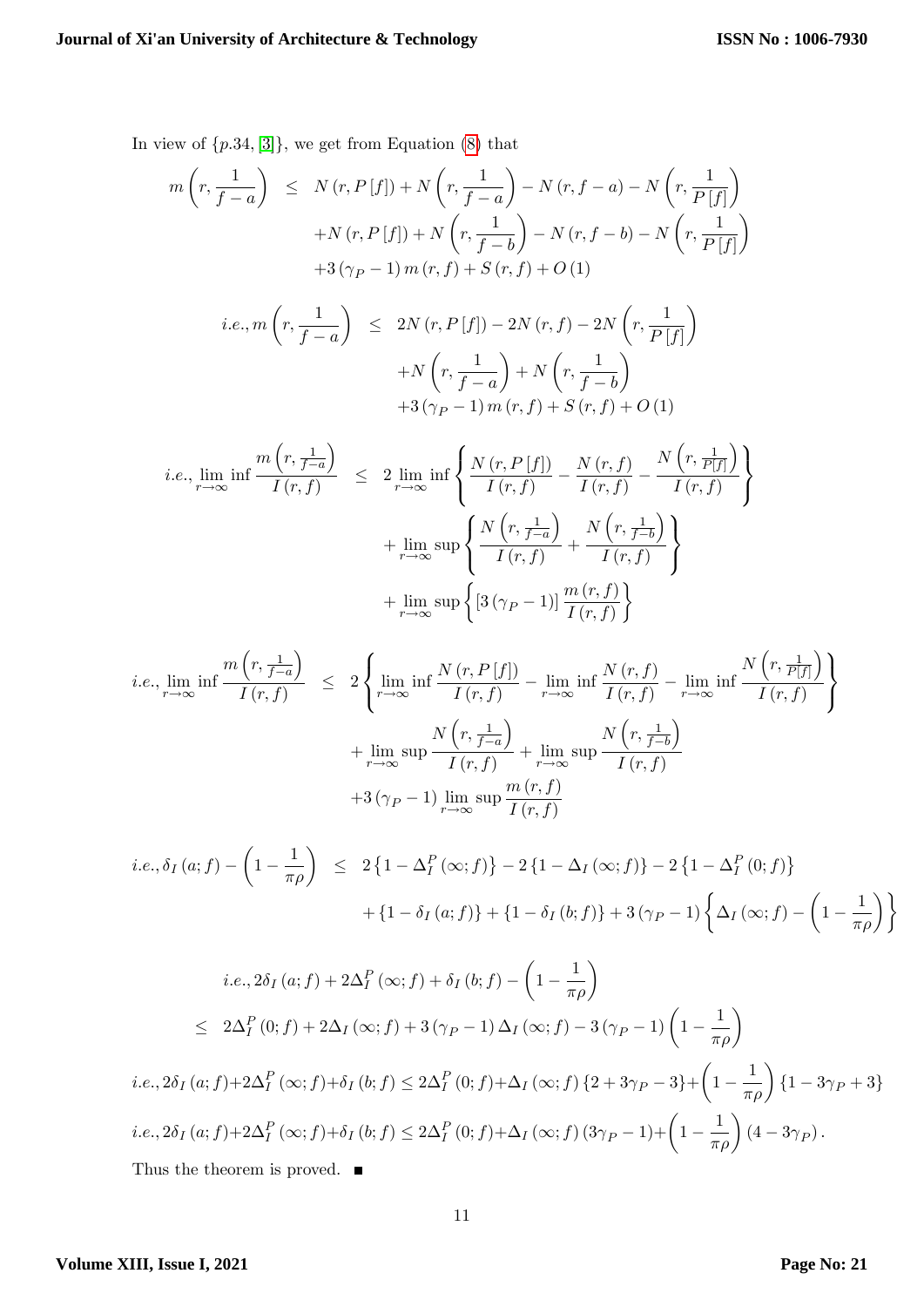In view of $\{p.34, [3]\}$, we get from Equation (8) that

$$
\begin{aligned}
m\left(r,\frac{1}{f-a}\right) \;\le\;& N\left(r,P[f]\right)+N\left(r,\frac{1}{f-a}\right)-N\left(r,f-a\right)-N\left(r,\frac{1}{P[f]}\right)\\
&+N\left(r,P[f]\right)+N\left(r,\frac{1}{f-b}\right)-N\left(r,f-b\right)-N\left(r,\frac{1}{P[f]}\right)\\
&+3\left(\gamma_P-1\right)m\left(r,f\right)+S\left(r,f\right)+O\left(1\right)
\end{aligned}
$$

$$
\begin{aligned}
i.e., m\left(r,\frac{1}{f-a}\right) \;\le\;& 2N\left(r,P[f]\right)-2N\left(r,f\right)-2N\left(r,\frac{1}{P[f]}\right)\\
&+N\left(r,\frac{1}{f-a}\right)+N\left(r,\frac{1}{f-b}\right)\\
&+3\left(\gamma_P-1\right)m\left(r,f\right)+S\left(r,f\right)+O\left(1\right)
\end{aligned}
$$

$$
\begin{aligned}
i.e., \lim_{r\to\infty}\inf\frac{m\left(r,\frac{1}{f-a}\right)}{I\left(r,f\right)} \;\le\;& 2\lim_{r\to\infty}\inf\left\{\frac{N\left(r,P[f]\right)}{I\left(r,f\right)}-\frac{N\left(r,f\right)}{I\left(r,f\right)}-\frac{N\left(r,\frac{1}{P[f]}\right)}{I\left(r,f\right)}\right\}\\
&+\lim_{r\to\infty}\sup\left\{\frac{N\left(r,\frac{1}{f-a}\right)}{I\left(r,f\right)}+\frac{N\left(r,\frac{1}{f-b}\right)}{I\left(r,f\right)}\right\}\\
&+\lim_{r\to\infty}\sup\left\{\left[3\left(\gamma_P-1\right)\right]\frac{m\left(r,f\right)}{I\left(r,f\right)}\right\}
\end{aligned}
$$

$$
\begin{aligned}
i.e., \lim_{r\to\infty}\inf\frac{m\left(r,\frac{1}{f-a}\right)}{I\left(r,f\right)} \;\le\;& 2\left\{\lim_{r\to\infty}\inf\frac{N\left(r,P[f]\right)}{I\left(r,f\right)}-\lim_{r\to\infty}\inf\frac{N\left(r,f\right)}{I\left(r,f\right)}-\lim_{r\to\infty}\inf\frac{N\left(r,\frac{1}{P[f]}\right)}{I\left(r,f\right)}\right\}\\
&+\lim_{r\to\infty}\sup\frac{N\left(r,\frac{1}{f-a}\right)}{I\left(r,f\right)}+\lim_{r\to\infty}\sup\frac{N\left(r,\frac{1}{f-b}\right)}{I\left(r,f\right)}\\
&+3\left(\gamma_P-1\right)\lim_{r\to\infty}\sup\frac{m\left(r,f\right)}{I\left(r,f\right)}
\end{aligned}
$$

$$
\begin{aligned}
i.e., \delta_I\left(a;f\right)-\left(1-\frac{1}{\pi\rho}\right) \;\le\;& 2\left\{1-\Delta_I^P\left(\infty;f\right)\right\}-2\left\{1-\Delta_I\left(\infty;f\right)\right\}-2\left\{1-\Delta_I^P\left(0;f\right)\right\}\\
&+\left\{1-\delta_I\left(a;f\right)\right\}+\left\{1-\delta_I\left(b;f\right)\right\}+3\left(\gamma_P-1\right)\left\{\Delta_I\left(\infty;f\right)-\left(1-\frac{1}{\pi\rho}\right)\right\}
\end{aligned}
$$

$$
\begin{aligned}
& i.e., 2\delta_I\left(a;f\right)+2\Delta_I^P\left(\infty;f\right)+\delta_I\left(b;f\right)-\left(1-\frac{1}{\pi\rho}\right)\\
\le\;& 2\Delta_I^P\left(0;f\right)+2\Delta_I\left(\infty;f\right)+3\left(\gamma_P-1\right)\Delta_I\left(\infty;f\right)-3\left(\gamma_P-1\right)\left(1-\frac{1}{\pi\rho}\right)
\end{aligned}
$$

$$
i.e., 2\delta_I\left(a;f\right)+2\Delta_I^P\left(\infty;f\right)+\delta_I\left(b;f\right)\le 2\Delta_I^P\left(0;f\right)+\Delta_I\left(\infty;f\right)\left\{2+3\gamma_P-3\right\}+\left(1-\frac{1}{\pi\rho}\right)\left\{1-3\gamma_P+3\right\}
$$

$$
i.e., 2\delta_I\left(a;f\right)+2\Delta_I^P\left(\infty;f\right)+\delta_I\left(b;f\right)\le 2\Delta_I^P\left(0;f\right)+\Delta_I\left(\infty;f\right)\left(3\gamma_P-1\right)+\left(1-\frac{1}{\pi\rho}\right)\left(4-3\gamma_P\right).
$$

Thus the theorem is proved. ■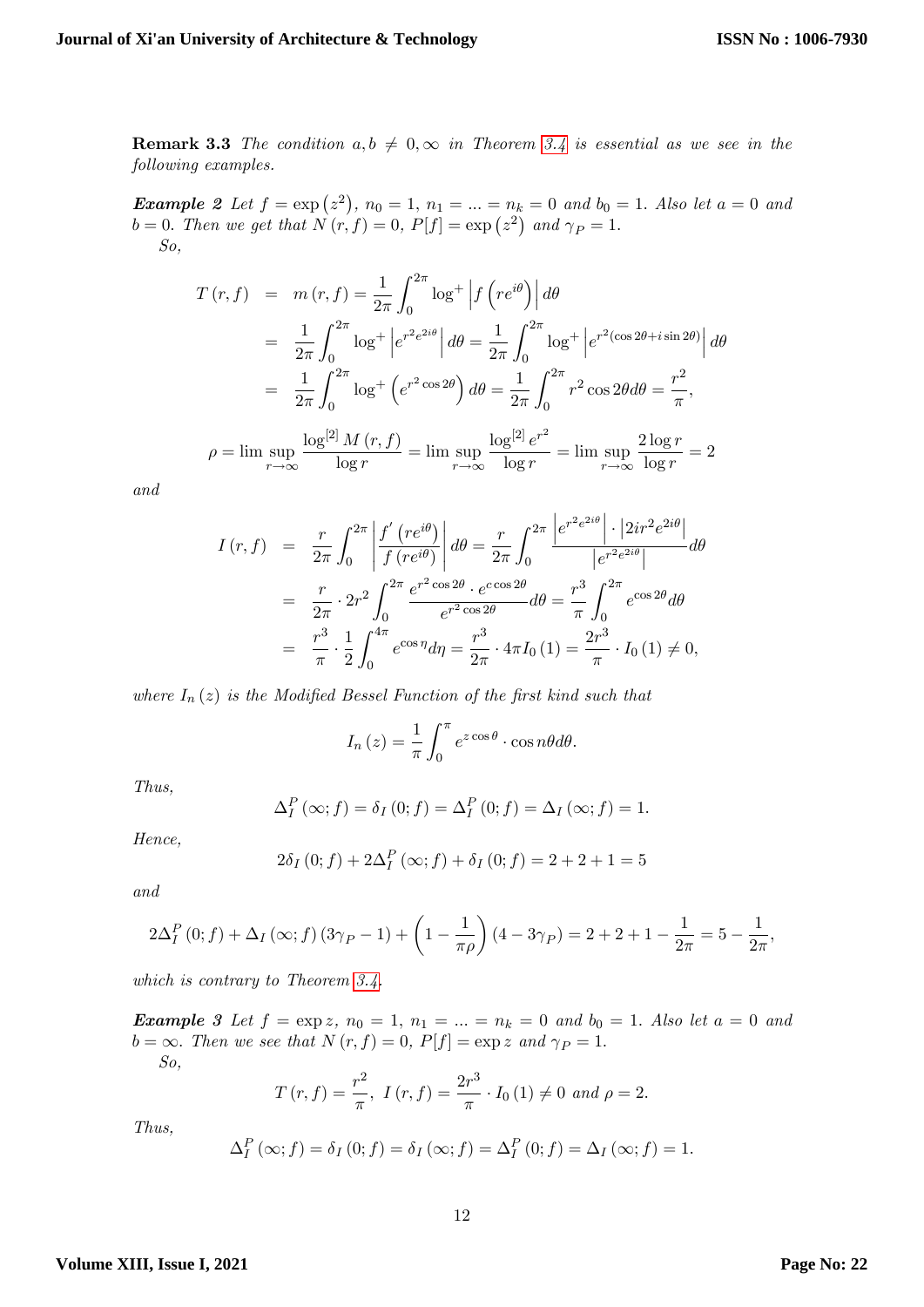**Remark 3.3** *The condition $a, b \neq 0, \infty$ in Theorem 3.4 is essential as we see in the following examples.*

***Example 2*** *Let $f = \exp\left(z^2\right)$, $n_0 = 1$, $n_1 = ... = n_k = 0$ and $b_0 = 1$. Also let $a = 0$ and $b = 0$. Then we get that $N(r, f) = 0$, $P[f] = \exp\left(z^2\right)$ and $\gamma_P = 1$.*

*So,*

$$
\begin{aligned}
T(r,f) &= m(r,f) = \frac{1}{2\pi}\int_0^{2\pi} \log^+ \left| f\left(re^{i\theta}\right)\right| d\theta \\
&= \frac{1}{2\pi}\int_0^{2\pi} \log^+ \left| e^{r^2 e^{2i\theta}}\right| d\theta = \frac{1}{2\pi}\int_0^{2\pi} \log^+ \left| e^{r^2(\cos 2\theta + i\sin 2\theta)}\right| d\theta \\
&= \frac{1}{2\pi}\int_0^{2\pi} \log^+ \left(e^{r^2\cos 2\theta}\right) d\theta = \frac{1}{2\pi}\int_0^{2\pi} r^2 \cos 2\theta d\theta = \frac{r^2}{\pi},
\end{aligned}
$$

$$
\rho = \limsup_{r\to\infty} \frac{\log^{[2]} M(r,f)}{\log r} = \limsup_{r\to\infty} \frac{\log^{[2]} e^{r^2}}{\log r} = \limsup_{r\to\infty} \frac{2\log r}{\log r} = 2
$$

*and*

$$
\begin{aligned}
I(r,f) &= \frac{r}{2\pi}\int_0^{2\pi} \left| \frac{f'\left(re^{i\theta}\right)}{f\left(re^{i\theta}\right)}\right| d\theta = \frac{r}{2\pi}\int_0^{2\pi} \frac{\left|e^{r^2 e^{2i\theta}}\right| \cdot \left|2ir^2 e^{2i\theta}\right|}{\left|e^{r^2 e^{2i\theta}}\right|} d\theta \\
&= \frac{r}{2\pi} \cdot 2r^2 \int_0^{2\pi} \frac{e^{r^2\cos 2\theta} \cdot e^{c\cos 2\theta}}{e^{r^2\cos 2\theta}} d\theta = \frac{r^3}{\pi}\int_0^{2\pi} e^{\cos 2\theta} d\theta \\
&= \frac{r^3}{\pi} \cdot \frac{1}{2}\int_0^{4\pi} e^{\cos\eta} d\eta = \frac{r^3}{2\pi} \cdot 4\pi I_0(1) = \frac{2r^3}{\pi} \cdot I_0(1) \neq 0,
\end{aligned}
$$

*where $I_n(z)$ is the Modified Bessel Function of the first kind such that*

$$
I_n(z) = \frac{1}{\pi}\int_0^{\pi} e^{z\cos\theta} \cdot \cos n\theta d\theta.
$$

*Thus,*

$$
\Delta_I^P(\infty; f) = \delta_I(0; f) = \Delta_I^P(0; f) = \Delta_I(\infty; f) = 1.
$$

*Hence,*

$$
2\delta_I(0; f) + 2\Delta_I^P(\infty; f) + \delta_I(0; f) = 2 + 2 + 1 = 5
$$

*and*

$$
2\Delta_I^P(0; f) + \Delta_I(\infty; f)(3\gamma_P - 1) + \left(1 - \frac{1}{\pi\rho}\right)(4 - 3\gamma_P) = 2 + 2 + 1 - \frac{1}{2\pi} = 5 - \frac{1}{2\pi},
$$

*which is contrary to Theorem 3.4.*

***Example 3*** *Let $f = \exp z$, $n_0 = 1$, $n_1 = ... = n_k = 0$ and $b_0 = 1$. Also let $a = 0$ and $b = \infty$. Then we see that $N(r, f) = 0$, $P[f] = \exp z$ and $\gamma_P = 1$.*

*So,*

$$
T(r,f) = \frac{r^2}{\pi},\ I(r,f) = \frac{2r^3}{\pi} \cdot I_0(1) \neq 0 \text{ and } \rho = 2.
$$

*Thus,*

$$
\Delta_I^P(\infty; f) = \delta_I(0; f) = \delta_I(\infty; f) = \Delta_I^P(0; f) = \Delta_I(\infty; f) = 1.
$$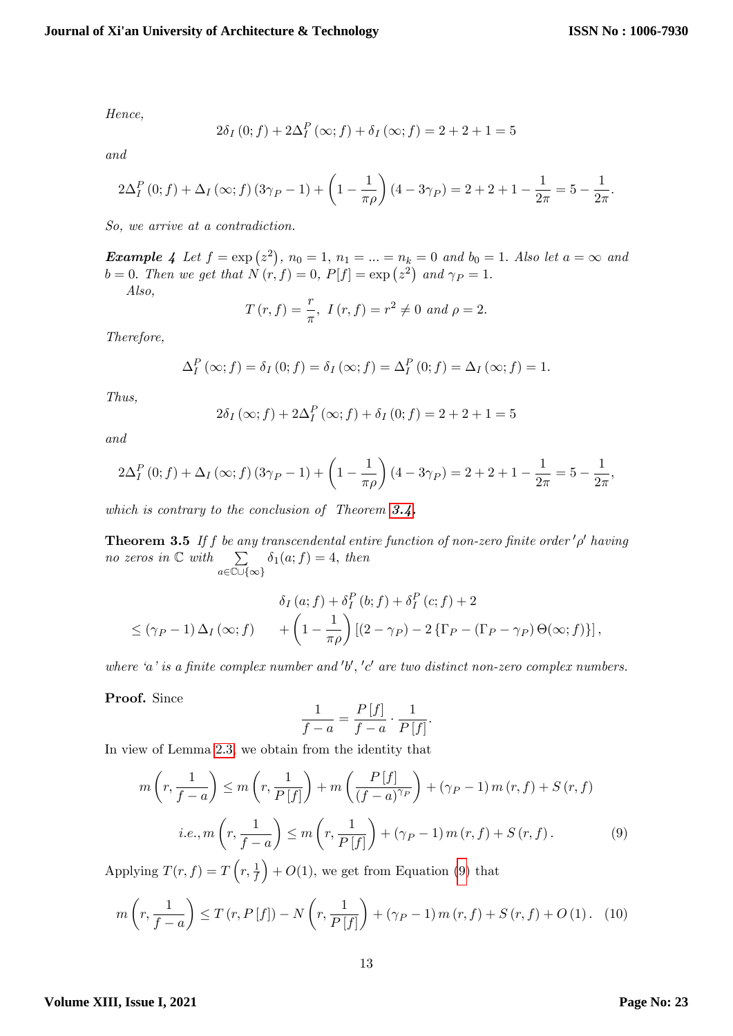*Hence,*

$$2\delta_I(0;f) + 2\Delta_I^P(\infty;f) + \delta_I(\infty;f) = 2+2+1 = 5$$

*and*

$$2\Delta_I^P(0;f) + \Delta_I(\infty;f)(3\gamma_P - 1) + \left(1 - \frac{1}{\pi\rho}\right)(4 - 3\gamma_P) = 2+2+1-\frac{1}{2\pi} = 5 - \frac{1}{2\pi}.$$

*So, we arrive at a contradiction.*

***Example 4*** *Let $f = \exp(z^2)$, $n_0 = 1$, $n_1 = ... = n_k = 0$ and $b_0 = 1$. Also let $a = \infty$ and $b = 0$. Then we get that $N(r,f) = 0$, $P[f] = \exp(z^2)$ and $\gamma_P = 1$.*

*Also,*

$$T(r,f) = \frac{r}{\pi},\ I(r,f) = r^2 \neq 0 \text{ and } \rho = 2.$$

*Therefore,*

$$\Delta_I^P(\infty;f) = \delta_I(0;f) = \delta_I(\infty;f) = \Delta_I^P(0;f) = \Delta_I(\infty;f) = 1.$$

*Thus,*

$$2\delta_I(\infty;f) + 2\Delta_I^P(\infty;f) + \delta_I(0;f) = 2+2+1 = 5$$

*and*

$$2\Delta_I^P(0;f) + \Delta_I(\infty;f)(3\gamma_P - 1) + \left(1 - \frac{1}{\pi\rho}\right)(4 - 3\gamma_P) = 2+2+1-\frac{1}{2\pi} = 5 - \frac{1}{2\pi},$$

*which is contrary to the conclusion of Theorem 3.4.*

**Theorem 3.5** *If $f$ be any transcendental entire function of non-zero finite order $'\rho'$ having no zeros in $\mathbb{C}$ with $\sum\limits_{a\in\mathbb{C}\cup\{\infty\}} \delta_1(a;f) = 4$, then*

$$\begin{aligned} &\delta_I(a;f) + \delta_I^P(b;f) + \delta_I^P(c;f) + 2 \\ \leq (\gamma_P - 1)\Delta_I(\infty;f) \quad &+ \left(1 - \frac{1}{\pi\rho}\right)\left[(2-\gamma_P) - 2\left\{\Gamma_P - (\Gamma_P - \gamma_P)\Theta(\infty;f)\right\}\right], \end{aligned}$$

*where '$a$' is a finite complex number and $'b'$, $'c'$ are two distinct non-zero complex numbers.*

**Proof.** Since

$$\frac{1}{f-a} = \frac{P[f]}{f-a} \cdot \frac{1}{P[f]}.$$

In view of Lemma 2.3, we obtain from the identity that

$$m\left(r, \frac{1}{f-a}\right) \leq m\left(r, \frac{1}{P[f]}\right) + m\left(\frac{P[f]}{(f-a)^{\gamma_P}}\right) + (\gamma_P - 1)\, m(r,f) + S(r,f)$$

$$i.e., m\left(r, \frac{1}{f-a}\right) \leq m\left(r, \frac{1}{P[f]}\right) + (\gamma_P - 1)\, m(r,f) + S(r,f). \tag{9}$$

Applying $T(r,f) = T\left(r, \frac{1}{f}\right) + O(1)$, we get from Equation (9) that

$$m\left(r, \frac{1}{f-a}\right) \leq T(r, P[f]) - N\left(r, \frac{1}{P[f]}\right) + (\gamma_P - 1)\, m(r,f) + S(r,f) + O(1). \tag{10}$$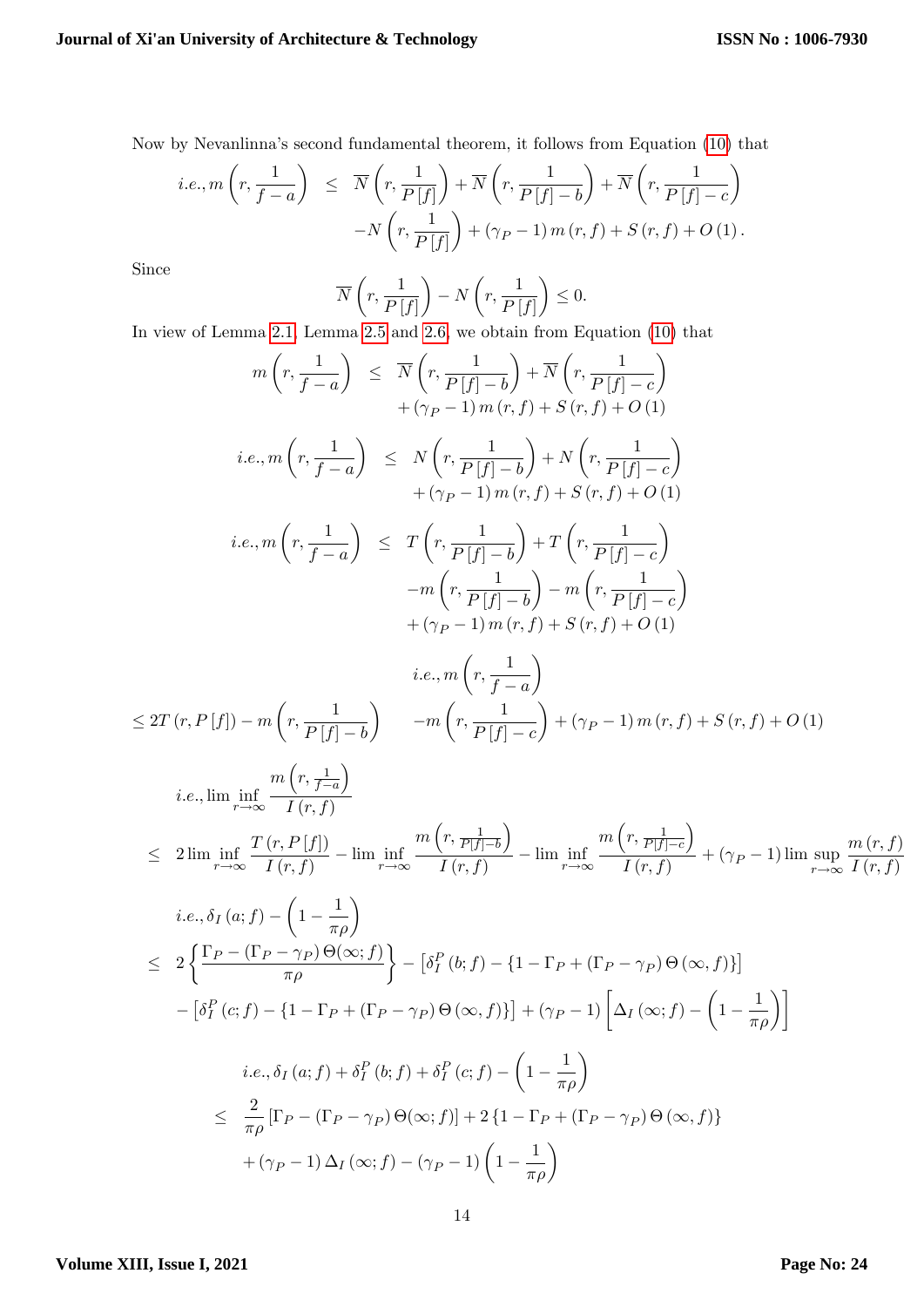Now by Nevanlinna's second fundamental theorem, it follows from Equation (10) that

$$
\begin{aligned}
i.e., m\left(r, \frac{1}{f-a}\right) \leq\ & \overline{N}\left(r, \frac{1}{P[f]}\right)+\overline{N}\left(r, \frac{1}{P[f]-b}\right)+\overline{N}\left(r, \frac{1}{P[f]-c}\right) \\
& -N\left(r, \frac{1}{P[f]}\right)+\left(\gamma_P-1\right) m(r, f)+S(r, f)+O(1) .
\end{aligned}
$$

Since

$$
\overline{N}\left(r, \frac{1}{P[f]}\right)-N\left(r, \frac{1}{P[f]}\right) \leq 0.
$$

In view of Lemma 2.1, Lemma 2.5 and 2.6, we obtain from Equation (10) that

$$
\begin{aligned}
m\left(r, \frac{1}{f-a}\right) \leq\ & \overline{N}\left(r, \frac{1}{P[f]-b}\right)+\overline{N}\left(r, \frac{1}{P[f]-c}\right) \\
& +\left(\gamma_P-1\right) m(r, f)+S(r, f)+O(1)
\end{aligned}
$$

$$
\begin{aligned}
i.e., m\left(r, \frac{1}{f-a}\right) \leq\ & N\left(r, \frac{1}{P[f]-b}\right)+N\left(r, \frac{1}{P[f]-c}\right) \\
& +\left(\gamma_P-1\right) m(r, f)+S(r, f)+O(1)
\end{aligned}
$$

$$
\begin{aligned}
i.e., m\left(r, \frac{1}{f-a}\right) \leq\ & T\left(r, \frac{1}{P[f]-b}\right)+T\left(r, \frac{1}{P[f]-c}\right) \\
& -m\left(r, \frac{1}{P[f]-b}\right)-m\left(r, \frac{1}{P[f]-c}\right) \\
& +\left(\gamma_P-1\right) m(r, f)+S(r, f)+O(1)
\end{aligned}
$$

$$
\begin{aligned}
& i.e., m\left(r, \frac{1}{f-a}\right) \\
\leq\ & 2T(r, P[f])-m\left(r, \frac{1}{P[f]-b}\right) \quad -m\left(r, \frac{1}{P[f]-c}\right)+\left(\gamma_P-1\right) m(r, f)+S(r, f)+O(1)
\end{aligned}
$$

$$
\begin{aligned}
& i.e., \liminf_{r \rightarrow \infty} \frac{m\left(r, \frac{1}{f-a}\right)}{I(r, f)} \\
\leq\ & 2 \liminf_{r \rightarrow \infty} \frac{T(r, P[f])}{I(r, f)}-\liminf_{r \rightarrow \infty} \frac{m\left(r, \frac{1}{P[f]-b}\right)}{I(r, f)}-\liminf_{r \rightarrow \infty} \frac{m\left(r, \frac{1}{P[f]-c}\right)}{I(r, f)}+\left(\gamma_P-1\right) \limsup_{r \rightarrow \infty} \frac{m(r, f)}{I(r, f)}
\end{aligned}
$$

$$
\begin{aligned}
& i.e., \delta_I(a ; f)-\left(1-\frac{1}{\pi \rho}\right) \\
\leq\ & 2\left\{\frac{\Gamma_P-\left(\Gamma_P-\gamma_P\right) \Theta(\infty ; f)}{\pi \rho}\right\}-\left[\delta_I^P(b ; f)-\left\{1-\Gamma_P+\left(\Gamma_P-\gamma_P\right) \Theta(\infty, f)\right\}\right] \\
& -\left[\delta_I^P(c ; f)-\left\{1-\Gamma_P+\left(\Gamma_P-\gamma_P\right) \Theta(\infty, f)\right\}\right]+\left(\gamma_P-1\right)\left[\Delta_I(\infty ; f)-\left(1-\frac{1}{\pi \rho}\right)\right]
\end{aligned}
$$

$$
\begin{aligned}
& i.e., \delta_I(a ; f)+\delta_I^P(b ; f)+\delta_I^P(c ; f)-\left(1-\frac{1}{\pi \rho}\right) \\
\leq\ & \frac{2}{\pi \rho}\left[\Gamma_P-\left(\Gamma_P-\gamma_P\right) \Theta(\infty ; f)\right]+2\left\{1-\Gamma_P+\left(\Gamma_P-\gamma_P\right) \Theta(\infty, f)\right\} \\
& +\left(\gamma_P-1\right) \Delta_I(\infty ; f)-\left(\gamma_P-1\right)\left(1-\frac{1}{\pi \rho}\right)
\end{aligned}
$$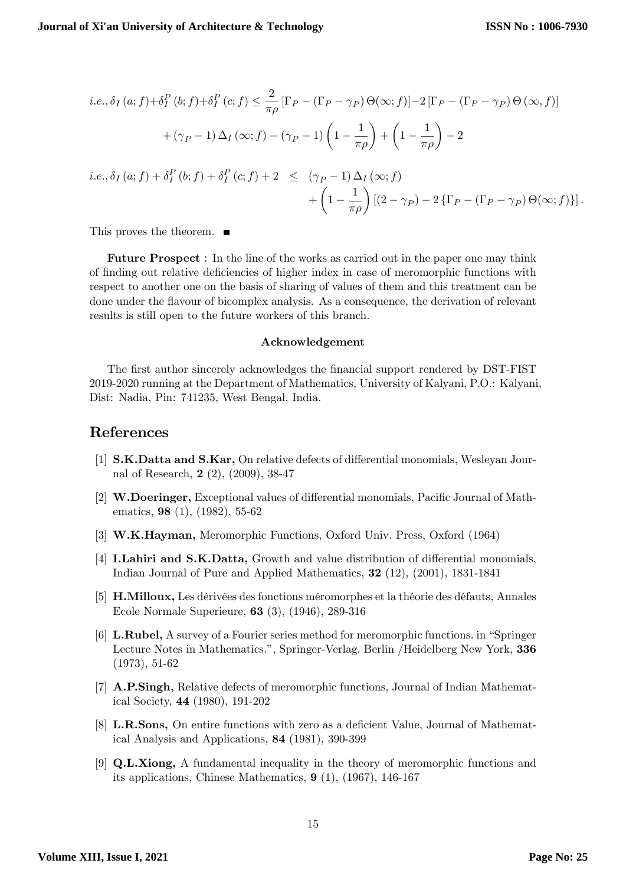$$i.e., \delta_I(a;f)+\delta_I^P(b;f)+\delta_I^P(c;f) \leq \frac{2}{\pi\rho}\left[\Gamma_P - (\Gamma_P - \gamma_P)\Theta(\infty;f)\right] - 2\left[\Gamma_P - (\Gamma_P - \gamma_P)\Theta(\infty,f)\right]$$

$$+ (\gamma_P - 1)\Delta_I(\infty;f) - (\gamma_P - 1)\left(1 - \frac{1}{\pi\rho}\right) + \left(1 - \frac{1}{\pi\rho}\right) - 2$$

$$\begin{aligned} i.e., \delta_I(a;f) + \delta_I^P(b;f) + \delta_I^P(c;f) + 2 \quad \leq \quad & (\gamma_P - 1)\Delta_I(\infty;f) \\ & + \left(1 - \frac{1}{\pi\rho}\right)\left[(2 - \gamma_P) - 2\left\{\Gamma_P - (\Gamma_P - \gamma_P)\Theta(\infty;f)\right\}\right]. \end{aligned}$$

This proves the theorem. ∎

**Future Prospect** : In the line of the works as carried out in the paper one may think of finding out relative deficiencies of higher index in case of meromorphic functions with respect to another one on the basis of sharing of values of them and this treatment can be done under the flavour of bicomplex analysis. As a consequence, the derivation of relevant results is still open to the future workers of this branch.

### Acknowledgement

The first author sincerely acknowledges the financial support rendered by DST-FIST 2019-2020 running at the Department of Mathematics, University of Kalyani, P.O.: Kalyani, Dist: Nadia, Pin: 741235, West Bengal, India.

## References

[1] **S.K.Datta and S.Kar,** On relative defects of differential monomials, Wesleyan Journal of Research, **2** (2), (2009), 38-47

[2] **W.Doeringer,** Exceptional values of differential monomials, Pacific Journal of Mathematics, **98** (1), (1982), 55-62

[3] **W.K.Hayman,** Meromorphic Functions, Oxford Univ. Press, Oxford (1964)

[4] **I.Lahiri and S.K.Datta,** Growth and value distribution of differential monomials, Indian Journal of Pure and Applied Mathematics, **32** (12), (2001), 1831-1841

[5] **H.Milloux,** Les dérivées des fonctions méromorphes et la théorie des défauts, Annales Ecole Normale Superieure, **63** (3), (1946), 289-316

[6] **L.Rubel,** A survey of a Fourier series method for meromorphic functions. in "Springer Lecture Notes in Mathematics.", Springer-Verlag. Berlin /Heidelberg New York, **336** (1973), 51-62

[7] **A.P.Singh,** Relative defects of meromorphic functions, Journal of Indian Mathematical Society, **44** (1980), 191-202

[8] **L.R.Sons,** On entire functions with zero as a deficient Value, Journal of Mathematical Analysis and Applications, **84** (1981), 390-399

[9] **Q.L.Xiong,** A fundamental inequality in the theory of meromorphic functions and its applications, Chinese Mathematics, **9** (1), (1967), 146-167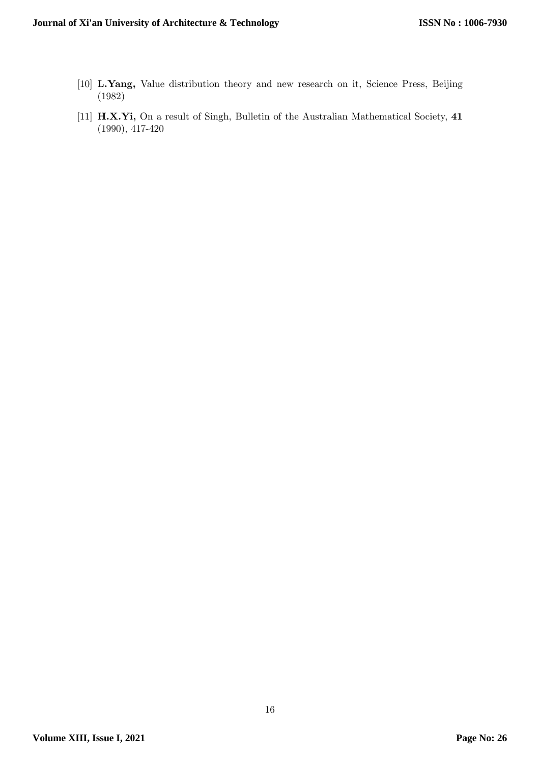[10] **L.Yang,** Value distribution theory and new research on it, Science Press, Beijing (1982)

[11] **H.X.Yi,** On a result of Singh, Bulletin of the Australian Mathematical Society, **41** (1990), 417-420